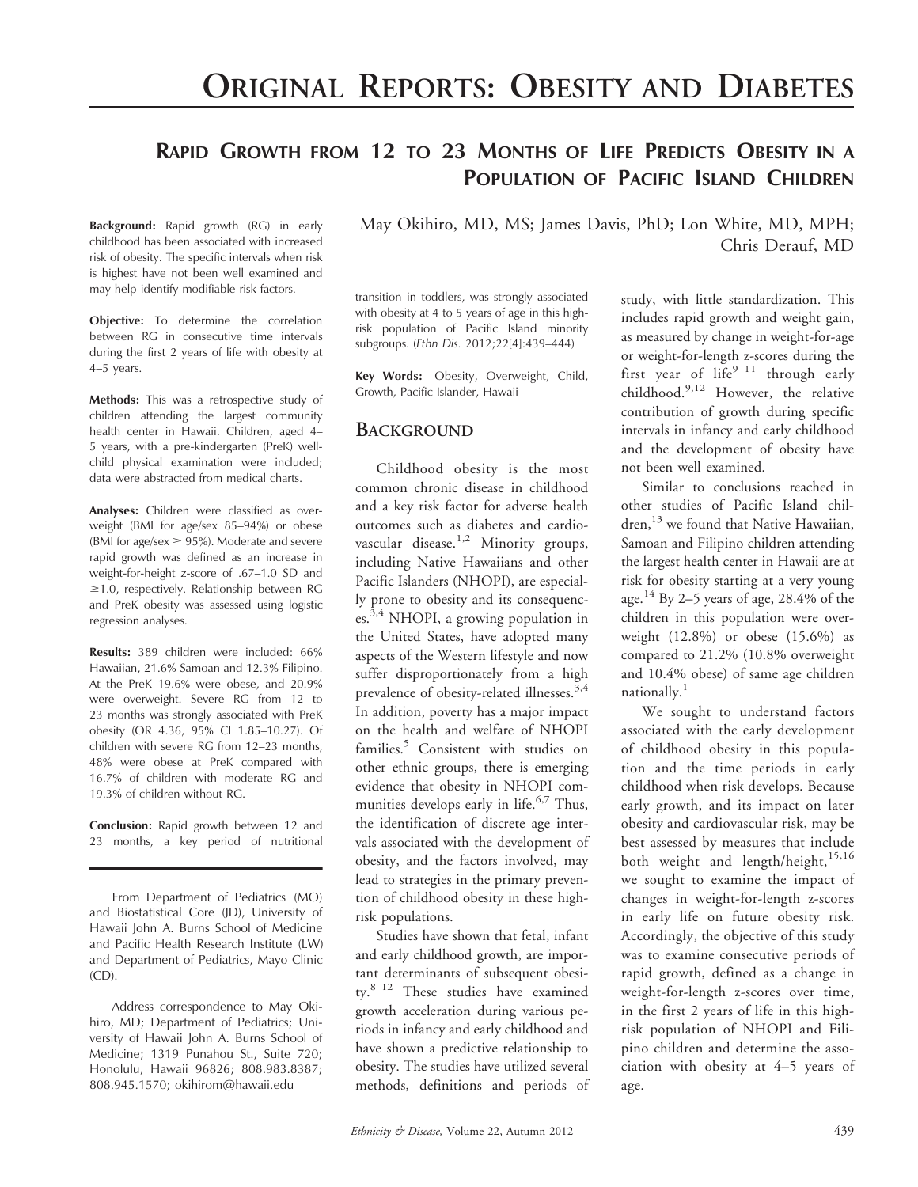# Original Reports: Obesity and Diabetes

## Rapid Growth from 12 to 23 Months of Life Predicts Obesity in a Population of Pacific Island Children

May Okihiro, MD, MS; James Davis, PhD; Lon White, MD, MPH; Chris Derauf, MD

**Background:** Rapid growth (RG) in early childhood has been associated with increased risk of obesity. The specific intervals when risk is highest have not been well examined and may help identify modifiable risk factors.

**Objective:** To determine the correlation between RG in consecutive time intervals during the first 2 years of life with obesity at 4–5 years.

**Methods:** This was a retrospective study of children attending the largest community health center in Hawaii. Children, aged 4–5 years, with a pre-kindergarten (PreK) well-child physical examination were included; data were abstracted from medical charts.

**Analyses:** Children were classified as overweight (BMI for age/sex 85–94%) or obese (BMI for age/sex ≥ 95%). Moderate and severe rapid growth was defined as an increase in weight-for-height z-score of .67–1.0 SD and ≥1.0, respectively. Relationship between RG and PreK obesity was assessed using logistic regression analyses.

**Results:** 389 children were included: 66% Hawaiian, 21.6% Samoan and 12.3% Filipino. At the PreK 19.6% were obese, and 20.9% were overweight. Severe RG from 12 to 23 months was strongly associated with PreK obesity (OR 4.36, 95% CI 1.85–10.27). Of children with severe RG from 12–23 months, 48% were obese at PreK compared with 16.7% of children with moderate RG and 19.3% of children without RG.

**Conclusion:** Rapid growth between 12 and 23 months, a key period of nutritional transition in toddlers, was strongly associated with obesity at 4 to 5 years of age in this high-risk population of Pacific Island minority subgroups. (*Ethn Dis.* 2012;22[4]:439–444)

**Key Words:** Obesity, Overweight, Child, Growth, Pacific Islander, Hawaii

From Department of Pediatrics (MO) and Biostatistical Core (JD), University of Hawaii John A. Burns School of Medicine and Pacific Health Research Institute (LW) and Department of Pediatrics, Mayo Clinic (CD).

Address correspondence to May Okihiro, MD; Department of Pediatrics; University of Hawaii John A. Burns School of Medicine; 1319 Punahou St., Suite 720; Honolulu, Hawaii 96826; 808.983.8387; 808.945.1570; okihirom@hawaii.edu

## Background

Childhood obesity is the most common chronic disease in childhood and a key risk factor for adverse health outcomes such as diabetes and cardiovascular disease.[1,2] Minority groups, including Native Hawaiians and other Pacific Islanders (NHOPI), are especially prone to obesity and its consequences.[3,4] NHOPI, a growing population in the United States, have adopted many aspects of the Western lifestyle and now suffer disproportionately from a high prevalence of obesity-related illnesses.[3,4] In addition, poverty has a major impact on the health and welfare of NHOPI families.[5] Consistent with studies on other ethnic groups, there is emerging evidence that obesity in NHOPI communities develops early in life.[6,7] Thus, the identification of discrete age intervals associated with the development of obesity, and the factors involved, may lead to strategies in the primary prevention of childhood obesity in these high-risk populations.

Studies have shown that fetal, infant and early childhood growth, are important determinants of subsequent obesity.[8–12] These studies have examined growth acceleration during various periods in infancy and early childhood and have shown a predictive relationship to obesity. The studies have utilized several methods, definitions and periods of study, with little standardization. This includes rapid growth and weight gain, as measured by change in weight-for-age or weight-for-length z-scores during the first year of life[9–11] through early childhood.[9,12] However, the relative contribution of growth during specific intervals in infancy and early childhood and the development of obesity have not been well examined.

Similar to conclusions reached in other studies of Pacific Island children,[13] we found that Native Hawaiian, Samoan and Filipino children attending the largest health center in Hawaii are at risk for obesity starting at a very young age.[14] By 2–5 years of age, 28.4% of the children in this population were overweight (12.8%) or obese (15.6%) as compared to 21.2% (10.8% overweight and 10.4% obese) of same age children nationally.[1]

We sought to understand factors associated with the early development of childhood obesity in this population and the time periods in early childhood when risk develops. Because early growth, and its impact on later obesity and cardiovascular risk, may be best assessed by measures that include both weight and length/height,[15,16] we sought to examine the impact of changes in weight-for-length z-scores in early life on future obesity risk. Accordingly, the objective of this study was to examine consecutive periods of rapid growth, defined as a change in weight-for-length z-scores over time, in the first 2 years of life in this high-risk population of NHOPI and Filipino children and determine the association with obesity at 4–5 years of age.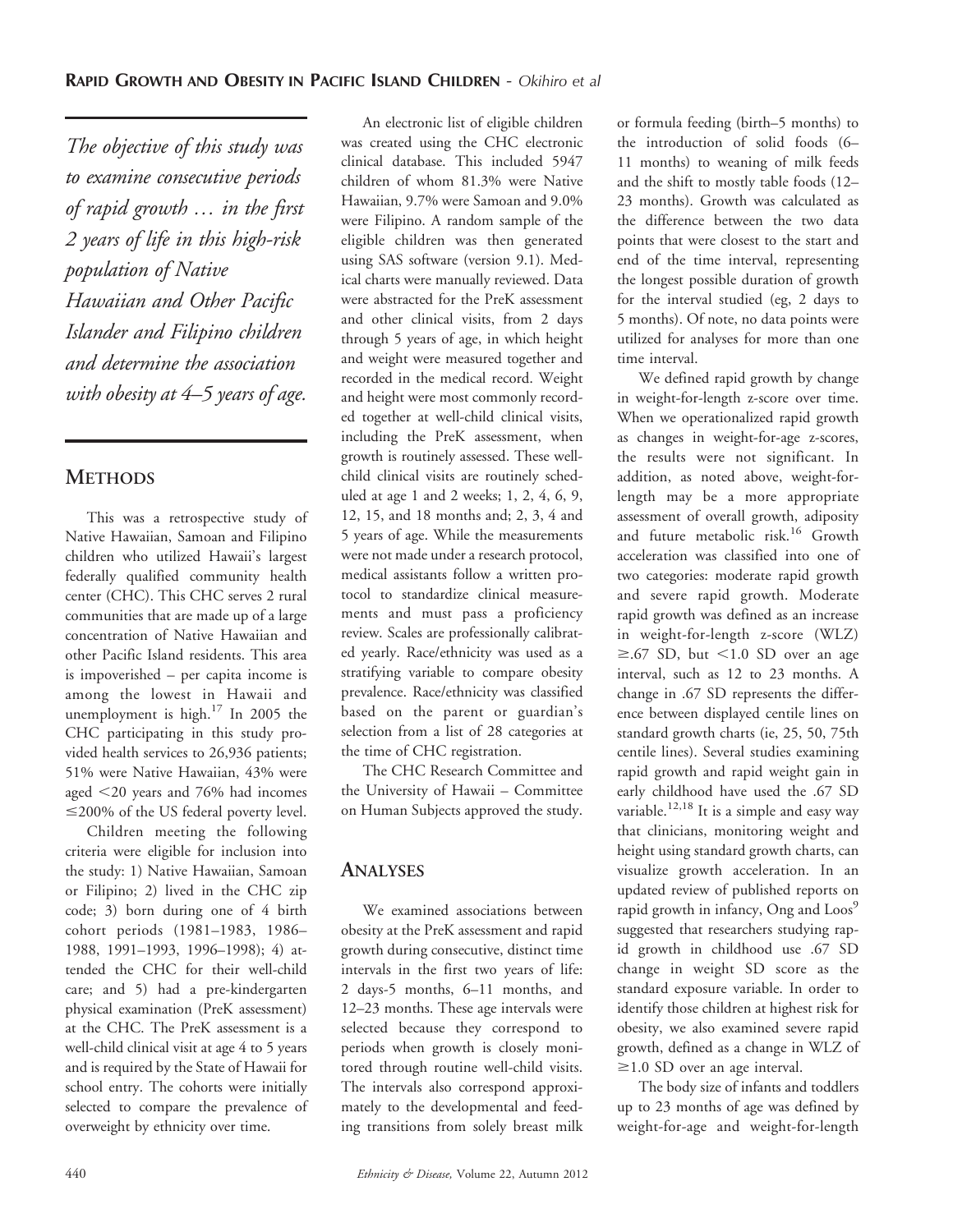*The objective of this study was to examine consecutive periods of rapid growth … in the first 2 years of life in this high-risk population of Native Hawaiian and Other Pacific Islander and Filipino children and determine the association with obesity at 4–5 years of age.*

## Methods

This was a retrospective study of Native Hawaiian, Samoan and Filipino children who utilized Hawaii's largest federally qualified community health center (CHC). This CHC serves 2 rural communities that are made up of a large concentration of Native Hawaiian and other Pacific Island residents. This area is impoverished – per capita income is among the lowest in Hawaii and unemployment is high.[17] In 2005 the CHC participating in this study provided health services to 26,936 patients; 51% were Native Hawaiian, 43% were aged <20 years and 76% had incomes ≤200% of the US federal poverty level.

Children meeting the following criteria were eligible for inclusion into the study: 1) Native Hawaiian, Samoan or Filipino; 2) lived in the CHC zip code; 3) born during one of 4 birth cohort periods (1981–1983, 1986–1988, 1991–1993, 1996–1998); 4) attended the CHC for their well-child care; and 5) had a pre-kindergarten physical examination (PreK assessment) at the CHC. The PreK assessment is a well-child clinical visit at age 4 to 5 years and is required by the State of Hawaii for school entry. The cohorts were initially selected to compare the prevalence of overweight by ethnicity over time.

An electronic list of eligible children was created using the CHC electronic clinical database. This included 5947 children of whom 81.3% were Native Hawaiian, 9.7% were Samoan and 9.0% were Filipino. A random sample of the eligible children was then generated using SAS software (version 9.1). Medical charts were manually reviewed. Data were abstracted for the PreK assessment and other clinical visits, from 2 days through 5 years of age, in which height and weight were measured together and recorded in the medical record. Weight and height were most commonly recorded together at well-child clinical visits, including the PreK assessment, when growth is routinely assessed. These well-child clinical visits are routinely scheduled at age 1 and 2 weeks; 1, 2, 4, 6, 9, 12, 15, and 18 months and; 2, 3, 4 and 5 years of age. While the measurements were not made under a research protocol, medical assistants follow a written protocol to standardize clinical measurements and must pass a proficiency review. Scales are professionally calibrated yearly. Race/ethnicity was used as a stratifying variable to compare obesity prevalence. Race/ethnicity was classified based on the parent or guardian's selection from a list of 28 categories at the time of CHC registration.

The CHC Research Committee and the University of Hawaii – Committee on Human Subjects approved the study.

## Analyses

We examined associations between obesity at the PreK assessment and rapid growth during consecutive, distinct time intervals in the first two years of life: 2 days-5 months, 6–11 months, and 12–23 months. These age intervals were selected because they correspond to periods when growth is closely monitored through routine well-child visits. The intervals also correspond approximately to the developmental and feeding transitions from solely breast milk or formula feeding (birth–5 months) to the introduction of solid foods (6–11 months) to weaning of milk feeds and the shift to mostly table foods (12–23 months). Growth was calculated as the difference between the two data points that were closest to the start and end of the time interval, representing the longest possible duration of growth for the interval studied (eg, 2 days to 5 months). Of note, no data points were utilized for analyses for more than one time interval.

We defined rapid growth by change in weight-for-length z-score over time. When we operationalized rapid growth as changes in weight-for-age z-scores, the results were not significant. In addition, as noted above, weight-for-length may be a more appropriate assessment of overall growth, adiposity and future metabolic risk.[16] Growth acceleration was classified into one of two categories: moderate rapid growth and severe rapid growth. Moderate rapid growth was defined as an increase in weight-for-length z-score (WLZ) ≥.67 SD, but <1.0 SD over an age interval, such as 12 to 23 months. A change in .67 SD represents the difference between displayed centile lines on standard growth charts (ie, 25, 50, 75th centile lines). Several studies examining rapid growth and rapid weight gain in early childhood have used the .67 SD variable.[12,18] It is a simple and easy way that clinicians, monitoring weight and height using standard growth charts, can visualize growth acceleration. In an updated review of published reports on rapid growth in infancy, Ong and Loos[9] suggested that researchers studying rapid growth in childhood use .67 SD change in weight SD score as the standard exposure variable. In order to identify those children at highest risk for obesity, we also examined severe rapid growth, defined as a change in WLZ of ≥1.0 SD over an age interval.

The body size of infants and toddlers up to 23 months of age was defined by weight-for-age and weight-for-length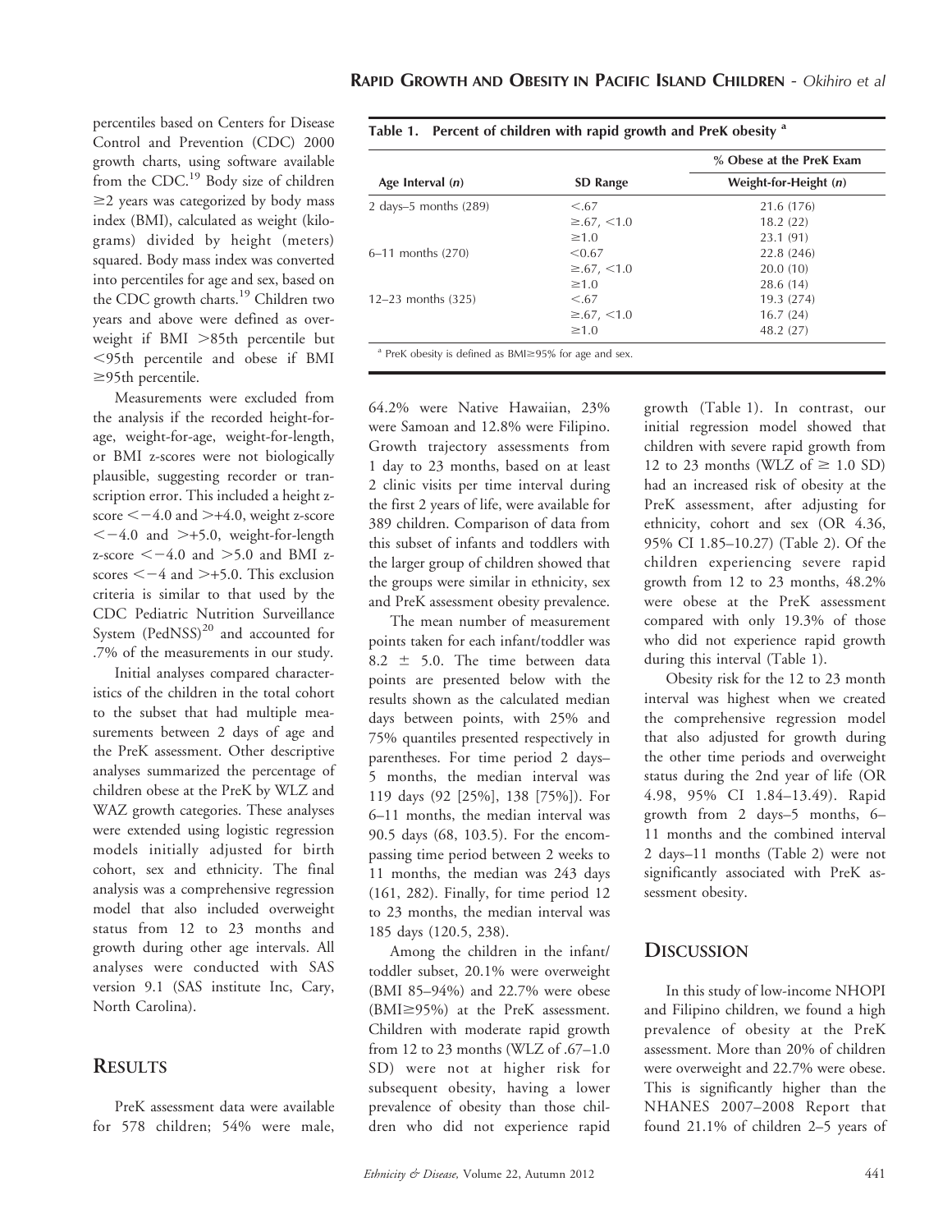percentiles based on Centers for Disease Control and Prevention (CDC) 2000 growth charts, using software available from the CDC.[19] Body size of children ≥2 years was categorized by body mass index (BMI), calculated as weight (kilograms) divided by height (meters) squared. Body mass index was converted into percentiles for age and sex, based on the CDC growth charts.[19] Children two years and above were defined as overweight if BMI >85th percentile but <95th percentile and obese if BMI ≥95th percentile.

Measurements were excluded from the analysis if the recorded height-for-age, weight-for-age, weight-for-length, or BMI z-scores were not biologically plausible, suggesting recorder or transcription error. This included a height z-score <−4.0 and >+4.0, weight z-score <−4.0 and >+5.0, weight-for-length z-score <−4.0 and >5.0 and BMI z-scores <−4 and >+5.0. This exclusion criteria is similar to that used by the CDC Pediatric Nutrition Surveillance System (PedNSS)[20] and accounted for .7% of the measurements in our study.

Initial analyses compared characteristics of the children in the total cohort to the subset that had multiple measurements between 2 days of age and the PreK assessment. Other descriptive analyses summarized the percentage of children obese at the PreK by WLZ and WAZ growth categories. These analyses were extended using logistic regression models initially adjusted for birth cohort, sex and ethnicity. The final analysis was a comprehensive regression model that also included overweight status from 12 to 23 months and growth during other age intervals. All analyses were conducted with SAS version 9.1 (SAS institute Inc, Cary, North Carolina).

## Results

PreK assessment data were available for 578 children; 54% were male, 64.2% were Native Hawaiian, 23% were Samoan and 12.8% were Filipino. Growth trajectory assessments from 1 day to 23 months, based on at least 2 clinic visits per time interval during the first 2 years of life, were available for 389 children. Comparison of data from this subset of infants and toddlers with the larger group of children showed that the groups were similar in ethnicity, sex and PreK assessment obesity prevalence.

The mean number of measurement points taken for each infant/toddler was 8.2 ± 5.0. The time between data points are presented below with the results shown as the calculated median days between points, with 25% and 75% quantiles presented respectively in parentheses. For time period 2 days–5 months, the median interval was 119 days (92 [25%], 138 [75%]). For 6–11 months, the median interval was 90.5 days (68, 103.5). For the encompassing time period between 2 weeks to 11 months, the median was 243 days (161, 282). Finally, for time period 12 to 23 months, the median interval was 185 days (120.5, 238).

Among the children in the infant/toddler subset, 20.1% were overweight (BMI 85–94%) and 22.7% were obese (BMI≥95%) at the PreK assessment. Children with moderate rapid growth from 12 to 23 months (WLZ of .67–1.0 SD) were not at higher risk for subsequent obesity, having a lower prevalence of obesity than those children who did not experience rapid growth (Table 1). In contrast, our initial regression model showed that children with severe rapid growth from 12 to 23 months (WLZ of ≥ 1.0 SD) had an increased risk of obesity at the PreK assessment, after adjusting for ethnicity, cohort and sex (OR 4.36, 95% CI 1.85–10.27) (Table 2). Of the children experiencing severe rapid growth from 12 to 23 months, 48.2% were obese at the PreK assessment compared with only 19.3% of those who did not experience rapid growth during this interval (Table 1).

Table 1. Percent of children with rapid growth and PreK obesity [a]

| Age Interval (n) | SD Range | % Obese at the PreK Exam Weight-for-Height (n) |
|---|---|---|
| 2 days–5 months (289) | <.67 | 21.6 (176) |
| | ≥.67, <1.0 | 18.2 (22) |
| | ≥1.0 | 23.1 (91) |
| 6–11 months (270) | <0.67 | 22.8 (246) |
| | ≥.67, <1.0 | 20.0 (10) |
| | ≥1.0 | 28.6 (14) |
| 12–23 months (325) | <.67 | 19.3 (274) |
| | ≥.67, <1.0 | 16.7 (24) |
| | ≥1.0 | 48.2 (27) |

[a] PreK obesity is defined as BMI≥95% for age and sex.

Obesity risk for the 12 to 23 month interval was highest when we created the comprehensive regression model that also adjusted for growth during the other time periods and overweight status during the 2nd year of life (OR 4.98, 95% CI 1.84–13.49). Rapid growth from 2 days–5 months, 6–11 months and the combined interval 2 days–11 months (Table 2) were not significantly associated with PreK assessment obesity.

## Discussion

In this study of low-income NHOPI and Filipino children, we found a high prevalence of obesity at the PreK assessment. More than 20% of children were overweight and 22.7% were obese. This is significantly higher than the NHANES 2007–2008 Report that found 21.1% of children 2–5 years of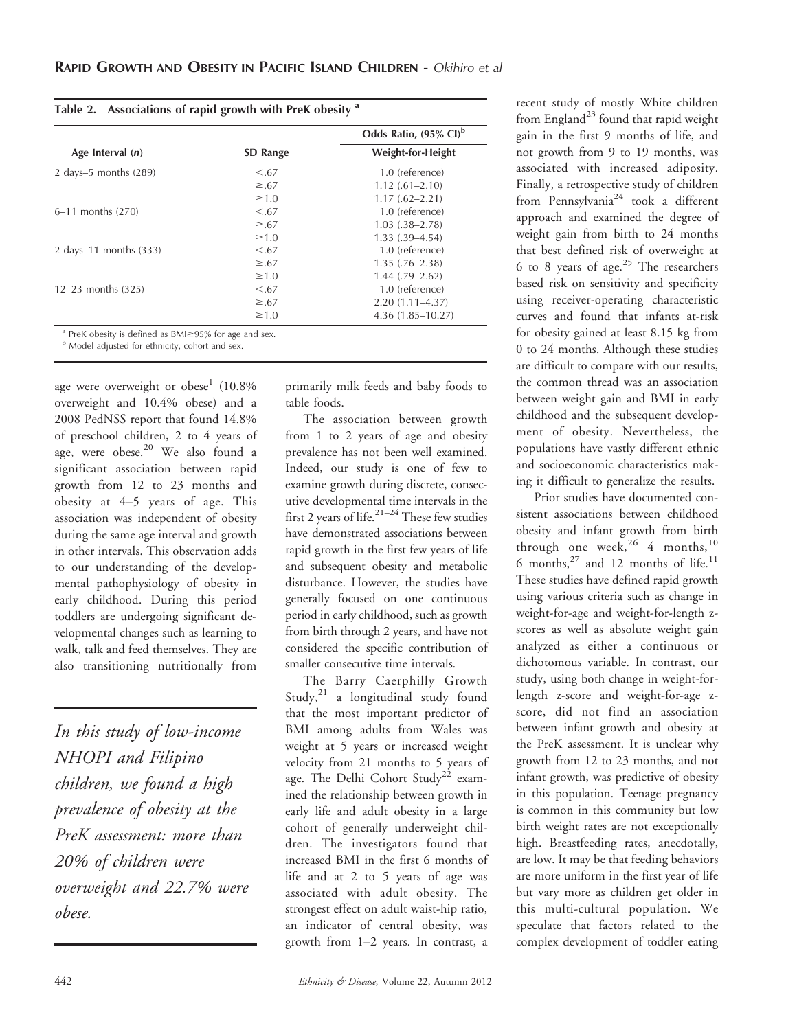**Table 2. Associations of rapid growth with PreK obesity [a]**

| Age Interval (*n*) | SD Range | Odds Ratio, (95% CI)[b] |
|---|---|---|
| | | Weight-for-Height |
| 2 days–5 months (289) | <.67 | 1.0 (reference) |
| | ≥.67 | 1.12 (.61–2.10) |
| | ≥1.0 | 1.17 (.62–2.21) |
| 6–11 months (270) | <.67 | 1.0 (reference) |
| | ≥.67 | 1.03 (.38–2.78) |
| | ≥1.0 | 1.33 (.39–4.54) |
| 2 days–11 months (333) | <.67 | 1.0 (reference) |
| | ≥.67 | 1.35 (.76–2.38) |
| | ≥1.0 | 1.44 (.79–2.62) |
| 12–23 months (325) | <.67 | 1.0 (reference) |
| | ≥.67 | 2.20 (1.11–4.37) |
| | ≥1.0 | 4.36 (1.85–10.27) |

[a] PreK obesity is defined as BMI≥95% for age and sex.
[b] Model adjusted for ethnicity, cohort and sex.

age were overweight or obese[1] (10.8% overweight and 10.4% obese) and a 2008 PedNSS report that found 14.8% of preschool children, 2 to 4 years of age, were obese.[20] We also found a significant association between rapid growth from 12 to 23 months and obesity at 4–5 years of age. This association was independent of obesity during the same age interval and growth in other intervals. This observation adds to our understanding of the developmental pathophysiology of obesity in early childhood. During this period toddlers are undergoing significant developmental changes such as learning to walk, talk and feed themselves. They are also transitioning nutritionally from primarily milk feeds and baby foods to table foods.

*In this study of low-income NHOPI and Filipino children, we found a high prevalence of obesity at the PreK assessment: more than 20% of children were overweight and 22.7% were obese.*

The association between growth from 1 to 2 years of age and obesity prevalence has not been well examined. Indeed, our study is one of few to examine growth during discrete, consecutive developmental time intervals in the first 2 years of life.[21–24] These few studies have demonstrated associations between rapid growth in the first few years of life and subsequent obesity and metabolic disturbance. However, the studies have generally focused on one continuous period in early childhood, such as growth from birth through 2 years, and have not considered the specific contribution of smaller consecutive time intervals.

The Barry Caerphilly Growth Study,[21] a longitudinal study found that the most important predictor of BMI among adults from Wales was weight at 5 years or increased weight velocity from 21 months to 5 years of age. The Delhi Cohort Study[22] examined the relationship between growth in early life and adult obesity in a large cohort of generally underweight children. The investigators found that increased BMI in the first 6 months of life and at 2 to 5 years of age was associated with adult obesity. The strongest effect on adult waist-hip ratio, an indicator of central obesity, was growth from 1–2 years. In contrast, a recent study of mostly White children from England[23] found that rapid weight gain in the first 9 months of life, and not growth from 9 to 19 months, was associated with increased adiposity. Finally, a retrospective study of children from Pennsylvania[24] took a different approach and examined the degree of weight gain from birth to 24 months that best defined risk of overweight at 6 to 8 years of age.[25] The researchers based risk on sensitivity and specificity using receiver-operating characteristic curves and found that infants at-risk for obesity gained at least 8.15 kg from 0 to 24 months. Although these studies are difficult to compare with our results, the common thread was an association between weight gain and BMI in early childhood and the subsequent development of obesity. Nevertheless, the populations have vastly different ethnic and socioeconomic characteristics making it difficult to generalize the results.

Prior studies have documented consistent associations between childhood obesity and infant growth from birth through one week,[26] 4 months,[10] 6 months,[27] and 12 months of life.[11] These studies have defined rapid growth using various criteria such as change in weight-for-age and weight-for-length z-scores as well as absolute weight gain analyzed as either a continuous or dichotomous variable. In contrast, our study, using both change in weight-for-length z-score and weight-for-age z-score, did not find an association between infant growth and obesity at the PreK assessment. It is unclear why growth from 12 to 23 months, and not infant growth, was predictive of obesity in this population. Teenage pregnancy is common in this community but low birth weight rates are not exceptionally high. Breastfeeding rates, anecdotally, are low. It may be that feeding behaviors are more uniform in the first year of life but vary more as children get older in this multi-cultural population. We speculate that factors related to the complex development of toddler eating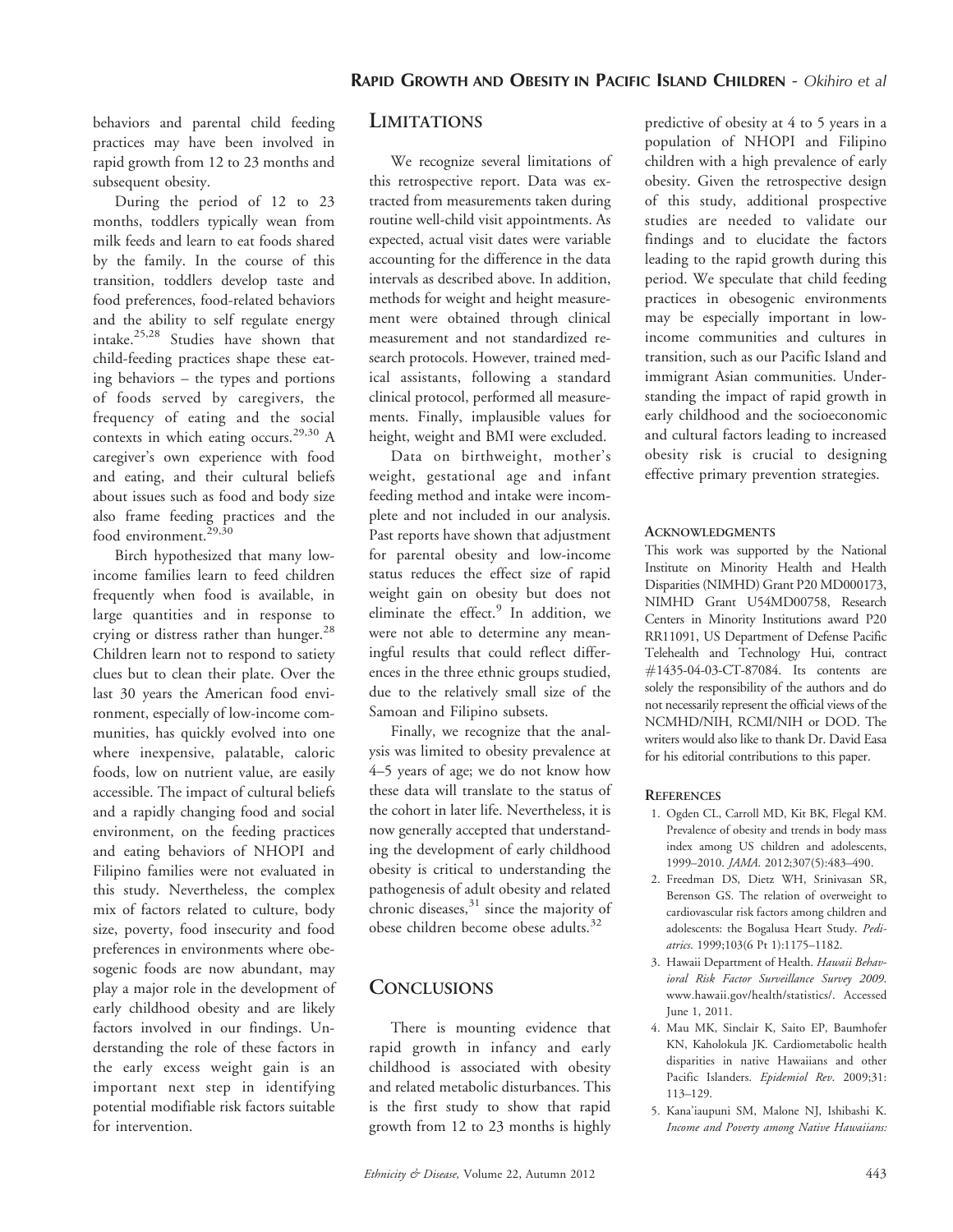behaviors and parental child feeding practices may have been involved in rapid growth from 12 to 23 months and subsequent obesity.

During the period of 12 to 23 months, toddlers typically wean from milk feeds and learn to eat foods shared by the family. In the course of this transition, toddlers develop taste and food preferences, food-related behaviors and the ability to self regulate energy intake.[25,28] Studies have shown that child-feeding practices shape these eating behaviors – the types and portions of foods served by caregivers, the frequency of eating and the social contexts in which eating occurs.[29,30] A caregiver's own experience with food and eating, and their cultural beliefs about issues such as food and body size also frame feeding practices and the food environment.[29,30]

Birch hypothesized that many low-income families learn to feed children frequently when food is available, in large quantities and in response to crying or distress rather than hunger.[28] Children learn not to respond to satiety clues but to clean their plate. Over the last 30 years the American food environment, especially of low-income communities, has quickly evolved into one where inexpensive, palatable, caloric foods, low on nutrient value, are easily accessible. The impact of cultural beliefs and a rapidly changing food and social environment, on the feeding practices and eating behaviors of NHOPI and Filipino families were not evaluated in this study. Nevertheless, the complex mix of factors related to culture, body size, poverty, food insecurity and food preferences in environments where obesogenic foods are now abundant, may play a major role in the development of early childhood obesity and are likely factors involved in our findings. Understanding the role of these factors in the early excess weight gain is an important next step in identifying potential modifiable risk factors suitable for intervention.

## Limitations

We recognize several limitations of this retrospective report. Data was extracted from measurements taken during routine well-child visit appointments. As expected, actual visit dates were variable accounting for the difference in the data intervals as described above. In addition, methods for weight and height measurement were obtained through clinical measurement and not standardized research protocols. However, trained medical assistants, following a standard clinical protocol, performed all measurements. Finally, implausible values for height, weight and BMI were excluded.

Data on birthweight, mother's weight, gestational age and infant feeding method and intake were incomplete and not included in our analysis. Past reports have shown that adjustment for parental obesity and low-income status reduces the effect size of rapid weight gain on obesity but does not eliminate the effect.[9] In addition, we were not able to determine any meaningful results that could reflect differences in the three ethnic groups studied, due to the relatively small size of the Samoan and Filipino subsets.

Finally, we recognize that the analysis was limited to obesity prevalence at 4–5 years of age; we do not know how these data will translate to the status of the cohort in later life. Nevertheless, it is now generally accepted that understanding the development of early childhood obesity is critical to understanding the pathogenesis of adult obesity and related chronic diseases,[31] since the majority of obese children become obese adults.[32]

## Conclusions

There is mounting evidence that rapid growth in infancy and early childhood is associated with obesity and related metabolic disturbances. This is the first study to show that rapid growth from 12 to 23 months is highly predictive of obesity at 4 to 5 years in a population of NHOPI and Filipino children with a high prevalence of early obesity. Given the retrospective design of this study, additional prospective studies are needed to validate our findings and to elucidate the factors leading to the rapid growth during this period. We speculate that child feeding practices in obesogenic environments may be especially important in low-income communities and cultures in transition, such as our Pacific Island and immigrant Asian communities. Understanding the impact of rapid growth in early childhood and the socioeconomic and cultural factors leading to increased obesity risk is crucial to designing effective primary prevention strategies.

### Acknowledgments

This work was supported by the National Institute on Minority Health and Health Disparities (NIMHD) Grant P20 MD000173, NIMHD Grant U54MD00758, Research Centers in Minority Institutions award P20 RR11091, US Department of Defense Pacific Telehealth and Technology Hui, contract #1435-04-03-CT-87084. Its contents are solely the responsibility of the authors and do not necessarily represent the official views of the NCMHD/NIH, RCMI/NIH or DOD. The writers would also like to thank Dr. David Easa for his editorial contributions to this paper.

### References

1. Ogden CL, Carroll MD, Kit BK, Flegal KM. Prevalence of obesity and trends in body mass index among US children and adolescents, 1999–2010. *JAMA*. 2012;307(5):483–490.
2. Freedman DS, Dietz WH, Srinivasan SR, Berenson GS. The relation of overweight to cardiovascular risk factors among children and adolescents: the Bogalusa Heart Study. *Pediatrics*. 1999;103(6 Pt 1):1175–1182.
3. Hawaii Department of Health. *Hawaii Behavioral Risk Factor Surveillance Survey 2009*. www.hawaii.gov/health/statistics/. Accessed June 1, 2011.
4. Mau MK, Sinclair K, Saito EP, Baumhofer KN, Kaholokula JK. Cardiometabolic health disparities in native Hawaiians and other Pacific Islanders. *Epidemiol Rev*. 2009;31: 113–129.
5. Kana'iaupuni SM, Malone NJ, Ishibashi K. *Income and Poverty among Native Hawaiians:*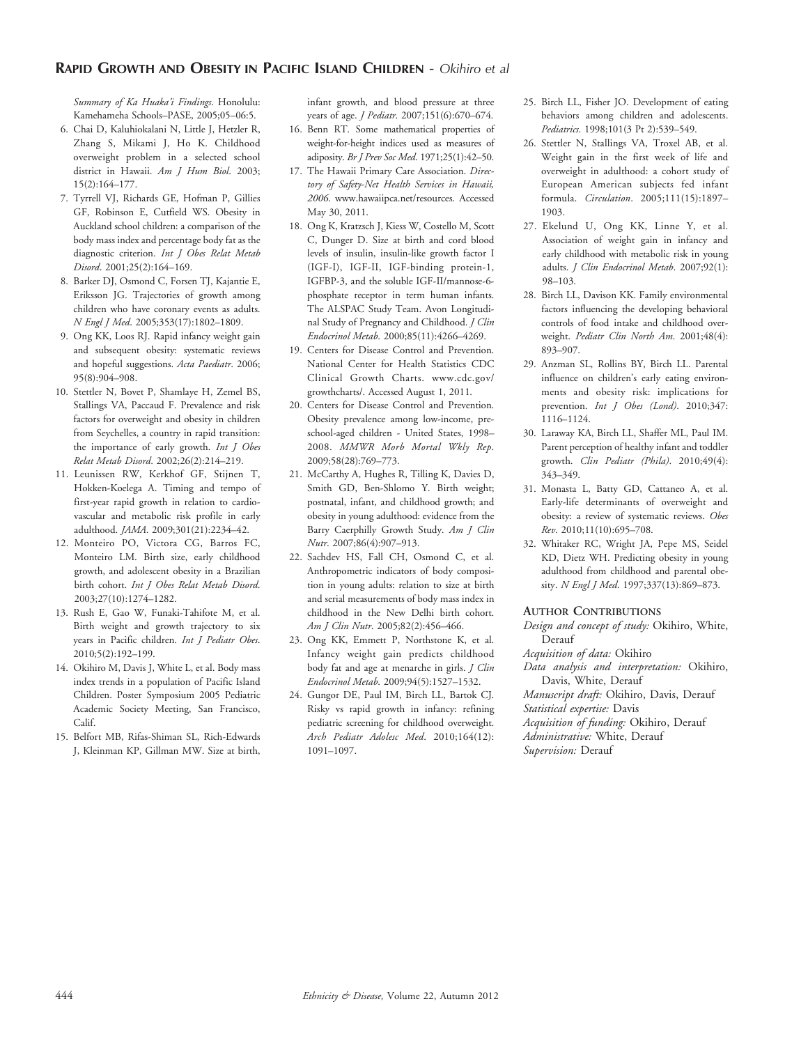*Summary of Ka Huaka'i Findings*. Honolulu: Kamehameha Schools–PASE, 2005;05–06:5.

6. Chai D, Kaluhiokalani N, Little J, Hetzler R, Zhang S, Mikami J, Ho K. Childhood overweight problem in a selected school district in Hawaii. *Am J Hum Biol*. 2003; 15(2):164–177.
7. Tyrrell VJ, Richards GE, Hofman P, Gillies GF, Robinson E, Cutfield WS. Obesity in Auckland school children: a comparison of the body mass index and percentage body fat as the diagnostic criterion. *Int J Obes Relat Metab Disord*. 2001;25(2):164–169.
8. Barker DJ, Osmond C, Forsen TJ, Kajantie E, Eriksson JG. Trajectories of growth among children who have coronary events as adults. *N Engl J Med*. 2005;353(17):1802–1809.
9. Ong KK, Loos RJ. Rapid infancy weight gain and subsequent obesity: systematic reviews and hopeful suggestions. *Acta Paediatr*. 2006; 95(8):904–908.
10. Stettler N, Bovet P, Shamlaye H, Zemel BS, Stallings VA, Paccaud F. Prevalence and risk factors for overweight and obesity in children from Seychelles, a country in rapid transition: the importance of early growth. *Int J Obes Relat Metab Disord*. 2002;26(2):214–219.
11. Leunissen RW, Kerkhof GF, Stijnen T, Hokken-Koelega A. Timing and tempo of first-year rapid growth in relation to cardiovascular and metabolic risk profile in early adulthood. *JAMA*. 2009;301(21):2234–42.
12. Monteiro PO, Victora CG, Barros FC, Monteiro LM. Birth size, early childhood growth, and adolescent obesity in a Brazilian birth cohort. *Int J Obes Relat Metab Disord*. 2003;27(10):1274–1282.
13. Rush E, Gao W, Funaki-Tahifote M, et al. Birth weight and growth trajectory to six years in Pacific children. *Int J Pediatr Obes*. 2010;5(2):192–199.
14. Okihiro M, Davis J, White L, et al. Body mass index trends in a population of Pacific Island Children. Poster Symposium 2005 Pediatric Academic Society Meeting, San Francisco, Calif.
15. Belfort MB, Rifas-Shiman SL, Rich-Edwards J, Kleinman KP, Gillman MW. Size at birth, infant growth, and blood pressure at three years of age. *J Pediatr*. 2007;151(6):670–674.
16. Benn RT. Some mathematical properties of weight-for-height indices used as measures of adiposity. *Br J Prev Soc Med*. 1971;25(1):42–50.
17. The Hawaii Primary Care Association. *Directory of Safety-Net Health Services in Hawaii, 2006*. www.hawaiipca.net/resources. Accessed May 30, 2011.
18. Ong K, Kratzsch J, Kiess W, Costello M, Scott C, Dunger D. Size at birth and cord blood levels of insulin, insulin-like growth factor I (IGF-I), IGF-II, IGF-binding protein-1, IGFBP-3, and the soluble IGF-II/mannose-6-phosphate receptor in term human infants. The ALSPAC Study Team. Avon Longitudinal Study of Pregnancy and Childhood. *J Clin Endocrinol Metab*. 2000;85(11):4266–4269.
19. Centers for Disease Control and Prevention. National Center for Health Statistics CDC Clinical Growth Charts. www.cdc.gov/growthcharts/. Accessed August 1, 2011.
20. Centers for Disease Control and Prevention. Obesity prevalence among low-income, preschool-aged children - United States, 1998–2008. *MMWR Morb Mortal Wkly Rep*. 2009;58(28):769–773.
21. McCarthy A, Hughes R, Tilling K, Davies D, Smith GD, Ben-Shlomo Y. Birth weight; postnatal, infant, and childhood growth; and obesity in young adulthood: evidence from the Barry Caerphilly Growth Study. *Am J Clin Nutr*. 2007;86(4):907–913.
22. Sachdev HS, Fall CH, Osmond C, et al. Anthropometric indicators of body composition in young adults: relation to size at birth and serial measurements of body mass index in childhood in the New Delhi birth cohort. *Am J Clin Nutr*. 2005;82(2):456–466.
23. Ong KK, Emmett P, Northstone K, et al. Infancy weight gain predicts childhood body fat and age at menarche in girls. *J Clin Endocrinol Metab*. 2009;94(5):1527–1532.
24. Gungor DE, Paul IM, Birch LL, Bartok CJ. Risky vs rapid growth in infancy: refining pediatric screening for childhood overweight. *Arch Pediatr Adolesc Med*. 2010;164(12): 1091–1097.
25. Birch LL, Fisher JO. Development of eating behaviors among children and adolescents. *Pediatrics*. 1998;101(3 Pt 2):539–549.
26. Stettler N, Stallings VA, Troxel AB, et al. Weight gain in the first week of life and overweight in adulthood: a cohort study of European American subjects fed infant formula. *Circulation*. 2005;111(15):1897–1903.
27. Ekelund U, Ong KK, Linne Y, et al. Association of weight gain in infancy and early childhood with metabolic risk in young adults. *J Clin Endocrinol Metab*. 2007;92(1): 98–103.
28. Birch LL, Davison KK. Family environmental factors influencing the developing behavioral controls of food intake and childhood overweight. *Pediatr Clin North Am*. 2001;48(4): 893–907.
29. Anzman SL, Rollins BY, Birch LL. Parental influence on children's early eating environments and obesity risk: implications for prevention. *Int J Obes (Lond)*. 2010;347: 1116–1124.
30. Laraway KA, Birch LL, Shaffer ML, Paul IM. Parent perception of healthy infant and toddler growth. *Clin Pediatr (Phila)*. 2010;49(4): 343–349.
31. Monasta L, Batty GD, Cattaneo A, et al. Early-life determinants of overweight and obesity: a review of systematic reviews. *Obes Rev*. 2010;11(10):695–708.
32. Whitaker RC, Wright JA, Pepe MS, Seidel KD, Dietz WH. Predicting obesity in young adulthood from childhood and parental obesity. *N Engl J Med*. 1997;337(13):869–873.

## Author Contributions

*Design and concept of study:* Okihiro, White, Derauf
*Acquisition of data:* Okihiro
*Data analysis and interpretation:* Okihiro, Davis, White, Derauf
*Manuscript draft:* Okihiro, Davis, Derauf
*Statistical expertise:* Davis
*Acquisition of funding:* Okihiro, Derauf
*Administrative:* White, Derauf
*Supervision:* Derauf